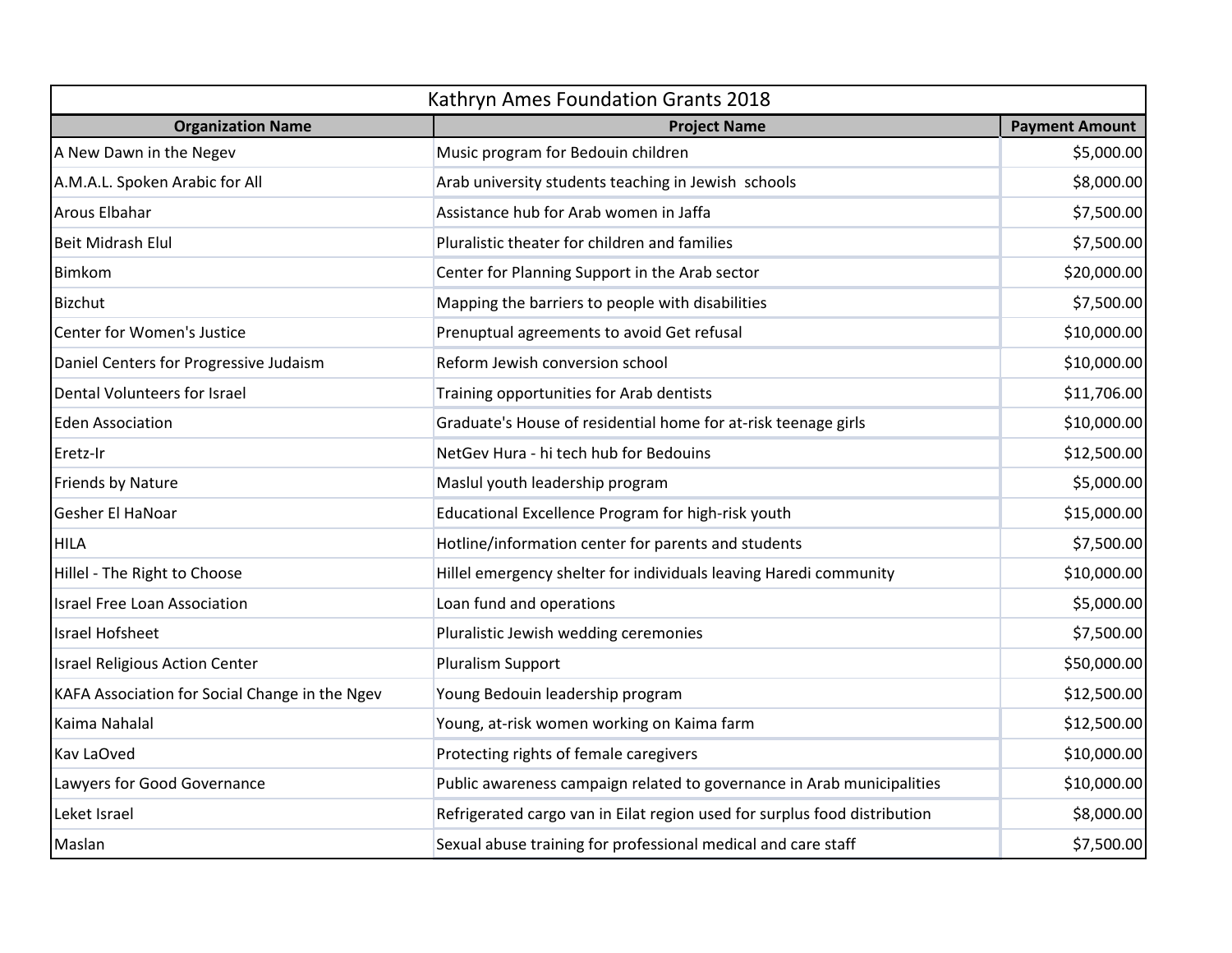| Kathryn Ames Foundation Grants 2018 | | |
|---|---|---|
| **Organization Name** | **Project Name** | **Payment Amount** |
| A New Dawn in the Negev | Music program for Bedouin children | $5,000.00 |
| A.M.A.L. Spoken Arabic for All | Arab university students teaching in Jewish schools | $8,000.00 |
| Arous Elbahar | Assistance hub for Arab women in Jaffa | $7,500.00 |
| Beit Midrash Elul | Pluralistic theater for children and families | $7,500.00 |
| Bimkom | Center for Planning Support in the Arab sector | $20,000.00 |
| Bizchut | Mapping the barriers to people with disabilities | $7,500.00 |
| Center for Women's Justice | Prenuptual agreements to avoid Get refusal | $10,000.00 |
| Daniel Centers for Progressive Judaism | Reform Jewish conversion school | $10,000.00 |
| Dental Volunteers for Israel | Training opportunities for Arab dentists | $11,706.00 |
| Eden Association | Graduate's House of residential home for at-risk teenage girls | $10,000.00 |
| Eretz-Ir | NetGev Hura - hi tech hub for Bedouins | $12,500.00 |
| Friends by Nature | Maslul youth leadership program | $5,000.00 |
| Gesher El HaNoar | Educational Excellence Program for high-risk youth | $15,000.00 |
| HILA | Hotline/information center for parents and students | $7,500.00 |
| Hillel - The Right to Choose | Hillel emergency shelter for individuals leaving Haredi community | $10,000.00 |
| Israel Free Loan Association | Loan fund and operations | $5,000.00 |
| Israel Hofsheet | Pluralistic Jewish wedding ceremonies | $7,500.00 |
| Israel Religious Action Center | Pluralism Support | $50,000.00 |
| KAFA Association for Social Change in the Ngev | Young Bedouin leadership program | $12,500.00 |
| Kaima Nahalal | Young, at-risk women working on Kaima farm | $12,500.00 |
| Kav LaOved | Protecting rights of female caregivers | $10,000.00 |
| Lawyers for Good Governance | Public awareness campaign related to governance in Arab municipalities | $10,000.00 |
| Leket Israel | Refrigerated cargo van in Eilat region used for surplus food distribution | $8,000.00 |
| Maslan | Sexual abuse training for professional medical and care staff | $7,500.00 |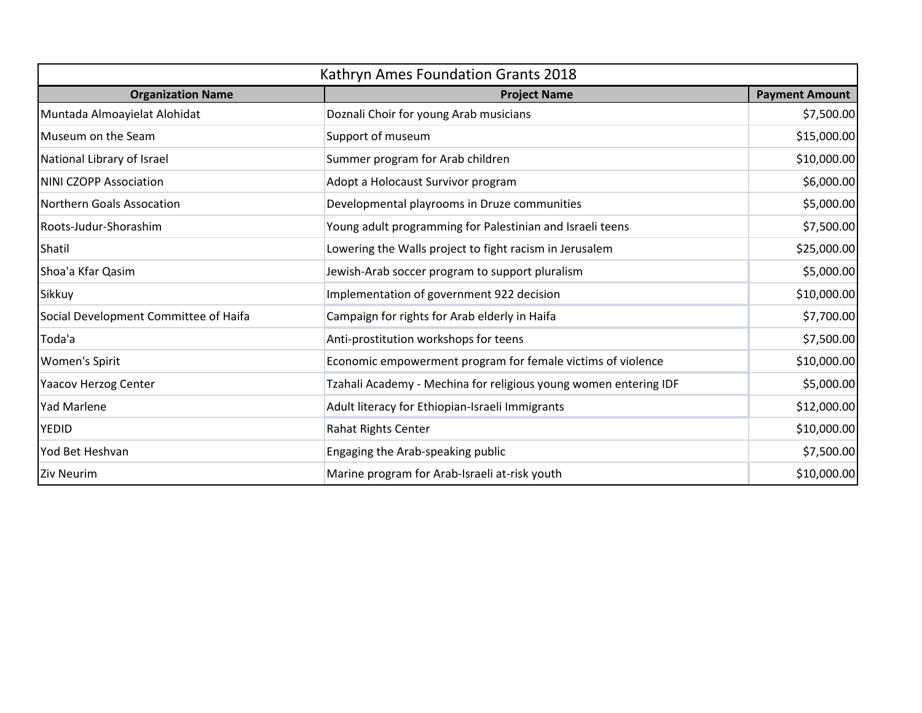| Kathryn Ames Foundation Grants 2018 | | |
|---|---|---|
| **Organization Name** | **Project Name** | **Payment Amount** |
| Muntada Almoayielat Alohidat | Doznali Choir for young Arab musicians | $7,500.00 |
| Museum on the Seam | Support of museum | $15,000.00 |
| National Library of Israel | Summer program for Arab children | $10,000.00 |
| NINI CZOPP Association | Adopt a Holocaust Survivor program | $6,000.00 |
| Northern Goals Assocation | Developmental playrooms in Druze communities | $5,000.00 |
| Roots-Judur-Shorashim | Young adult programming for Palestinian and Israeli teens | $7,500.00 |
| Shatil | Lowering the Walls project to fight racism in Jerusalem | $25,000.00 |
| Shoa'a Kfar Qasim | Jewish-Arab soccer program to support pluralism | $5,000.00 |
| Sikkuy | Implementation of government 922 decision | $10,000.00 |
| Social Development Committee of Haifa | Campaign for rights for Arab elderly in Haifa | $7,700.00 |
| Toda'a | Anti-prostitution workshops for teens | $7,500.00 |
| Women's Spirit | Economic empowerment program for female victims of violence | $10,000.00 |
| Yaacov Herzog Center | Tzahali Academy - Mechina for religious young women entering IDF | $5,000.00 |
| Yad Marlene | Adult literacy for Ethiopian-Israeli Immigrants | $12,000.00 |
| YEDID | Rahat Rights Center | $10,000.00 |
| Yod Bet Heshvan | Engaging the Arab-speaking public | $7,500.00 |
| Ziv Neurim | Marine program for Arab-Israeli at-risk youth | $10,000.00 |